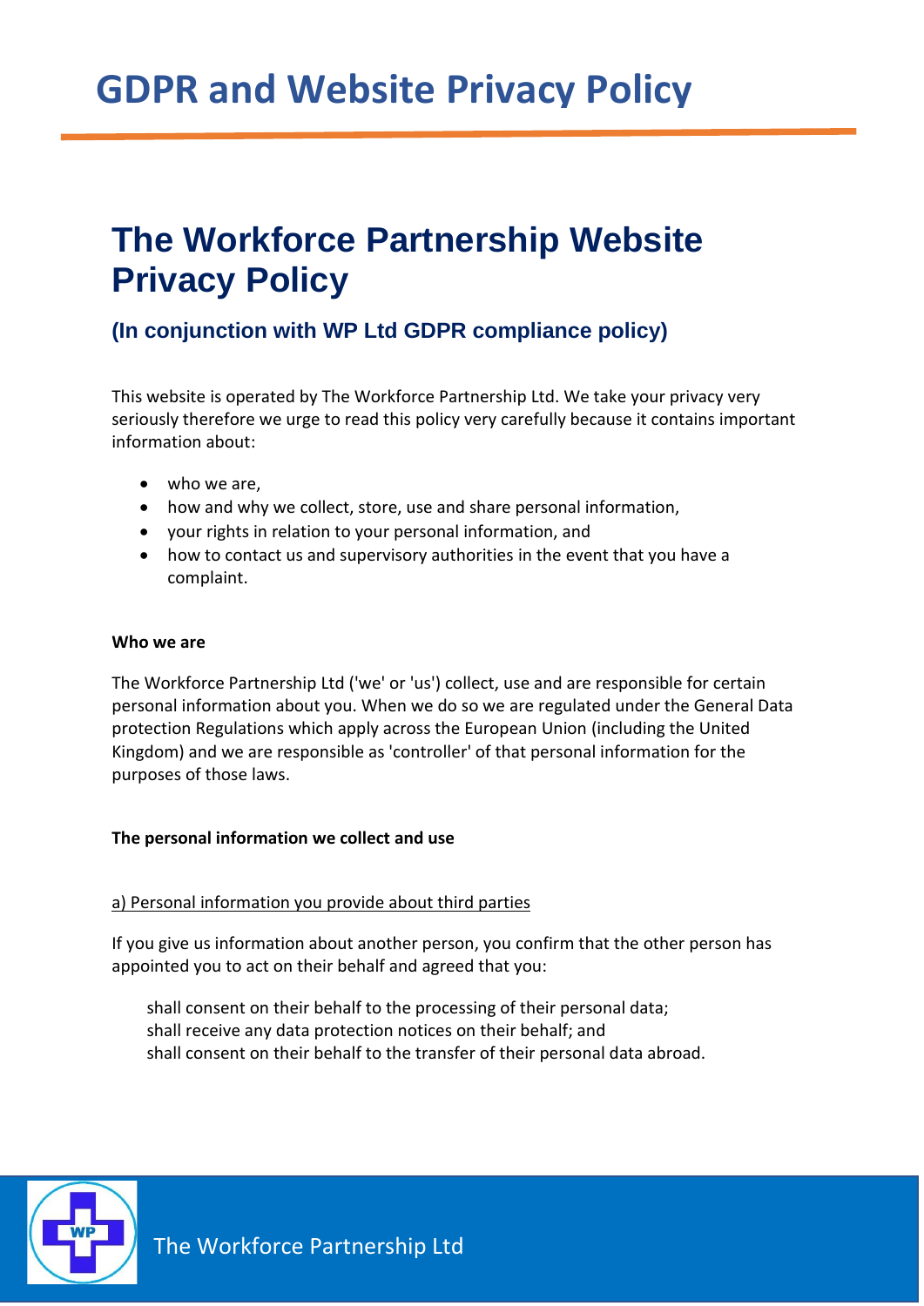# GDPR and Website Privacy Policy

## The Workforce Partnership Website Privacy Policy

### (In conjunction with WP Ltd GDPR compliance policy)

This website is operated by The Workforce Partnership Ltd. We take your privacy very seriously therefore we urge to read this policy very carefully because it contains important information about:

- who we are,
- how and why we collect, store, use and share personal information,
- your rights in relation to your personal information, and
- how to contact us and supervisory authorities in the event that you have a complaint.

**Who we are**

The Workforce Partnership Ltd ('we' or 'us') collect, use and are responsible for certain personal information about you. When we do so we are regulated under the General Data protection Regulations which apply across the European Union (including the United Kingdom) and we are responsible as 'controller' of that personal information for the purposes of those laws.

**The personal information we collect and use**

a) Personal information you provide about third parties

If you give us information about another person, you confirm that the other person has appointed you to act on their behalf and agreed that you:

shall consent on their behalf to the processing of their personal data;
shall receive any data protection notices on their behalf; and
shall consent on their behalf to the transfer of their personal data abroad.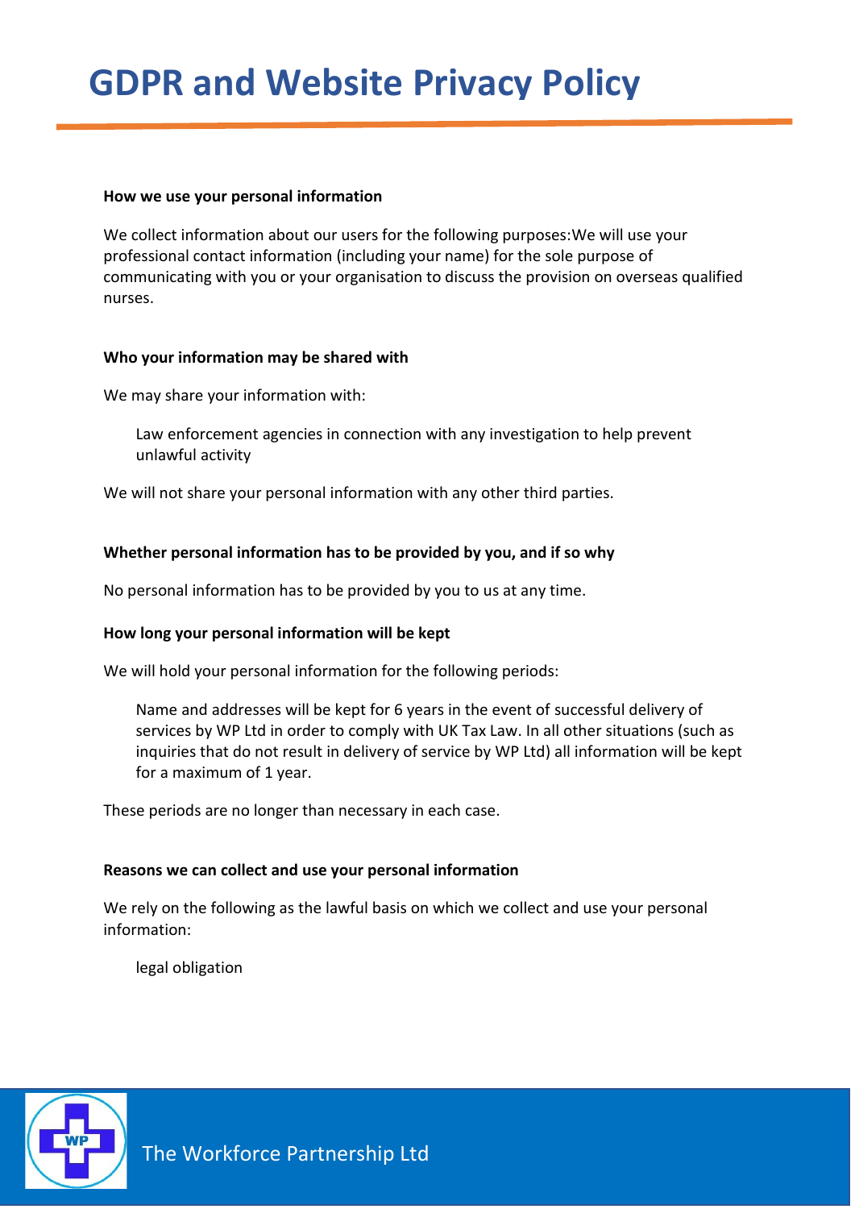# GDPR and Website Privacy Policy

**How we use your personal information**

We collect information about our users for the following purposes:We will use your professional contact information (including your name) for the sole purpose of communicating with you or your organisation to discuss the provision on overseas qualified nurses.

**Who your information may be shared with**

We may share your information with:

> Law enforcement agencies in connection with any investigation to help prevent unlawful activity

We will not share your personal information with any other third parties.

**Whether personal information has to be provided by you, and if so why**

No personal information has to be provided by you to us at any time.

**How long your personal information will be kept**

We will hold your personal information for the following periods:

> Name and addresses will be kept for 6 years in the event of successful delivery of services by WP Ltd in order to comply with UK Tax Law. In all other situations (such as inquiries that do not result in delivery of service by WP Ltd) all information will be kept for a maximum of 1 year.

These periods are no longer than necessary in each case.

**Reasons we can collect and use your personal information**

We rely on the following as the lawful basis on which we collect and use your personal information:

> legal obligation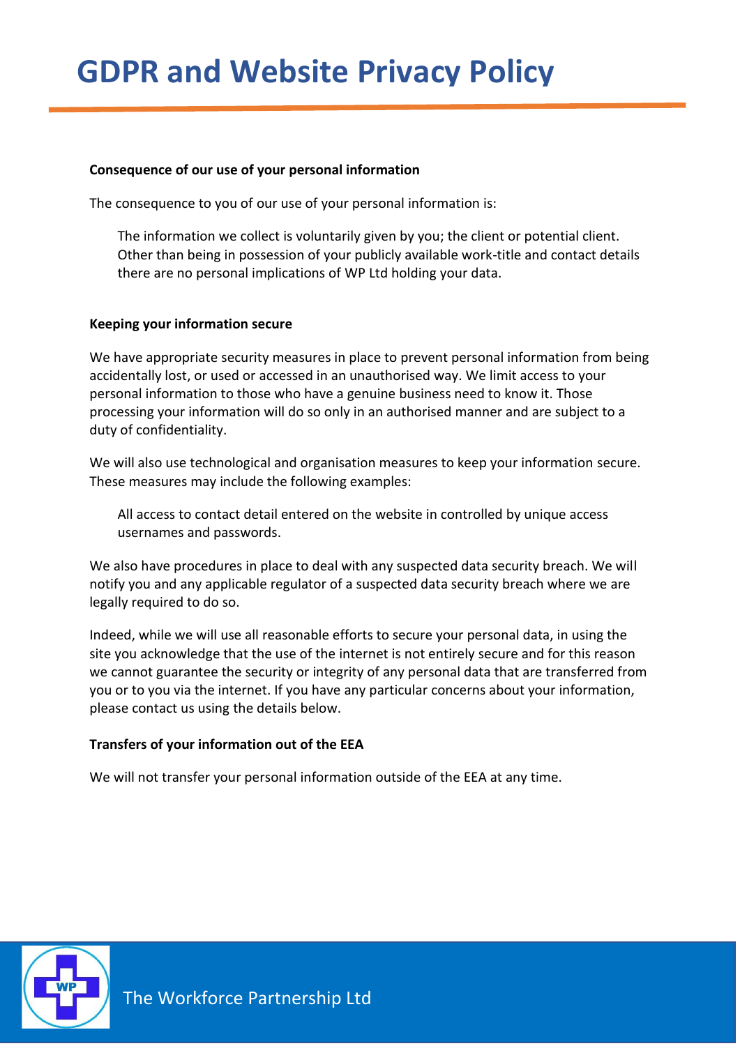**Consequence of our use of your personal information**

The consequence to you of our use of your personal information is:

> The information we collect is voluntarily given by you; the client or potential client. Other than being in possession of your publicly available work-title and contact details there are no personal implications of WP Ltd holding your data.

**Keeping your information secure**

We have appropriate security measures in place to prevent personal information from being accidentally lost, or used or accessed in an unauthorised way. We limit access to your personal information to those who have a genuine business need to know it. Those processing your information will do so only in an authorised manner and are subject to a duty of confidentiality.

We will also use technological and organisation measures to keep your information secure. These measures may include the following examples:

> All access to contact detail entered on the website in controlled by unique access usernames and passwords.

We also have procedures in place to deal with any suspected data security breach. We will notify you and any applicable regulator of a suspected data security breach where we are legally required to do so.

Indeed, while we will use all reasonable efforts to secure your personal data, in using the site you acknowledge that the use of the internet is not entirely secure and for this reason we cannot guarantee the security or integrity of any personal data that are transferred from you or to you via the internet. If you have any particular concerns about your information, please contact us using the details below.

**Transfers of your information out of the EEA**

We will not transfer your personal information outside of the EEA at any time.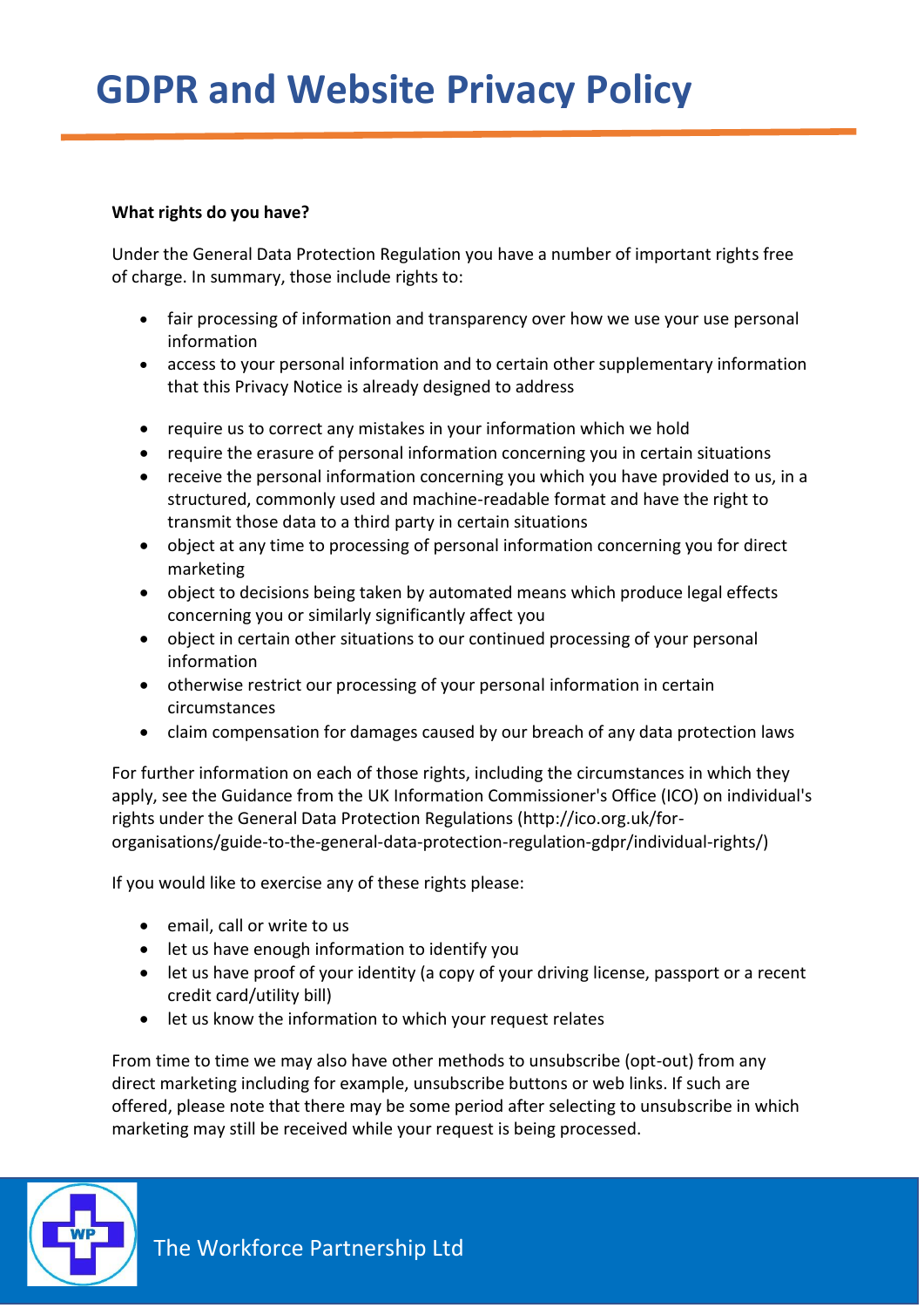**What rights do you have?**

Under the General Data Protection Regulation you have a number of important rights free of charge. In summary, those include rights to:

- fair processing of information and transparency over how we use your use personal information
- access to your personal information and to certain other supplementary information that this Privacy Notice is already designed to address
- require us to correct any mistakes in your information which we hold
- require the erasure of personal information concerning you in certain situations
- receive the personal information concerning you which you have provided to us, in a structured, commonly used and machine-readable format and have the right to transmit those data to a third party in certain situations
- object at any time to processing of personal information concerning you for direct marketing
- object to decisions being taken by automated means which produce legal effects concerning you or similarly significantly affect you
- object in certain other situations to our continued processing of your personal information
- otherwise restrict our processing of your personal information in certain circumstances
- claim compensation for damages caused by our breach of any data protection laws

For further information on each of those rights, including the circumstances in which they apply, see the Guidance from the UK Information Commissioner's Office (ICO) on individual's rights under the General Data Protection Regulations (http://ico.org.uk/for-organisations/guide-to-the-general-data-protection-regulation-gdpr/individual-rights/)

If you would like to exercise any of these rights please:

- email, call or write to us
- let us have enough information to identify you
- let us have proof of your identity (a copy of your driving license, passport or a recent credit card/utility bill)
- let us know the information to which your request relates

From time to time we may also have other methods to unsubscribe (opt-out) from any direct marketing including for example, unsubscribe buttons or web links. If such are offered, please note that there may be some period after selecting to unsubscribe in which marketing may still be received while your request is being processed.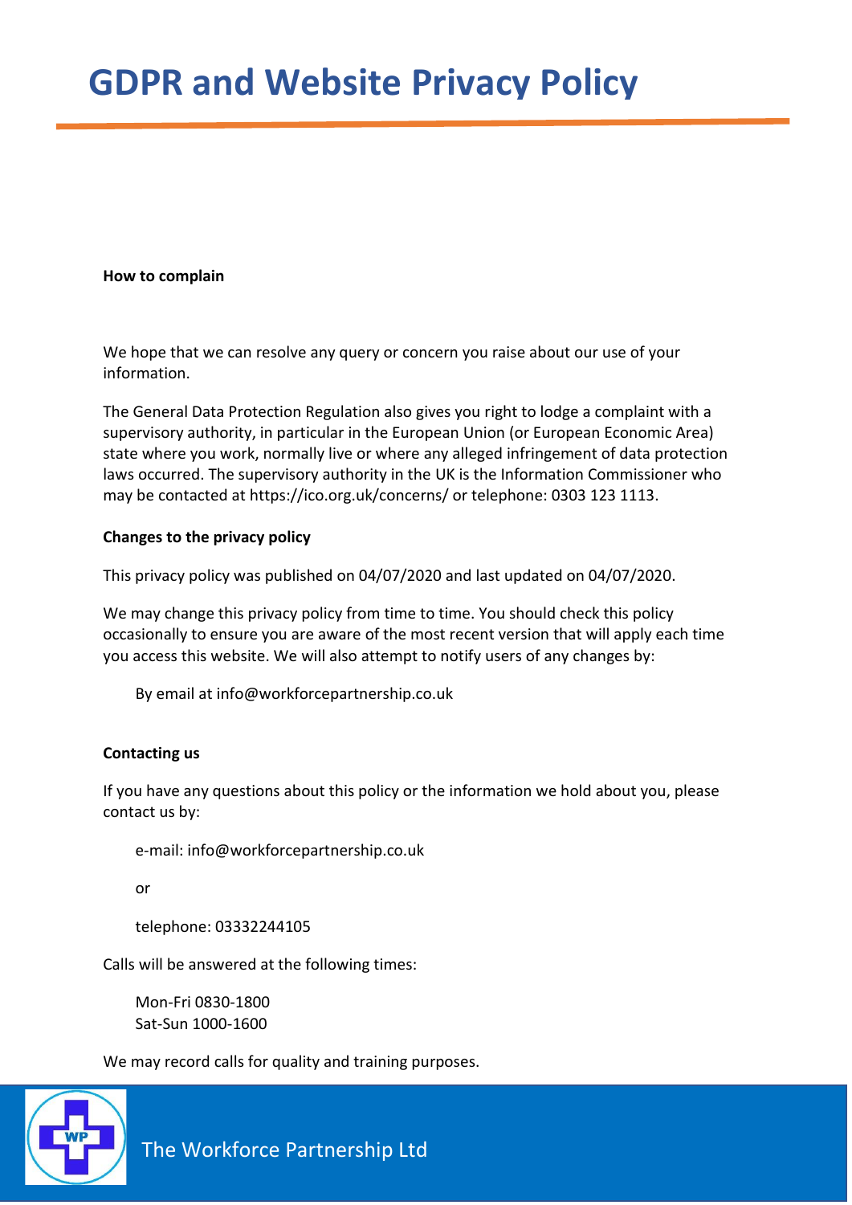**How to complain**

We hope that we can resolve any query or concern you raise about our use of your information.

The General Data Protection Regulation also gives you right to lodge a complaint with a supervisory authority, in particular in the European Union (or European Economic Area) state where you work, normally live or where any alleged infringement of data protection laws occurred. The supervisory authority in the UK is the Information Commissioner who may be contacted at https://ico.org.uk/concerns/ or telephone: 0303 123 1113.

**Changes to the privacy policy**

This privacy policy was published on 04/07/2020 and last updated on 04/07/2020.

We may change this privacy policy from time to time. You should check this policy occasionally to ensure you are aware of the most recent version that will apply each time you access this website. We will also attempt to notify users of any changes by:

By email at info@workforcepartnership.co.uk

**Contacting us**

If you have any questions about this policy or the information we hold about you, please contact us by:

e-mail: info@workforcepartnership.co.uk

or

telephone: 03332244105

Calls will be answered at the following times:

Mon-Fri 0830-1800
Sat-Sun 1000-1600

We may record calls for quality and training purposes.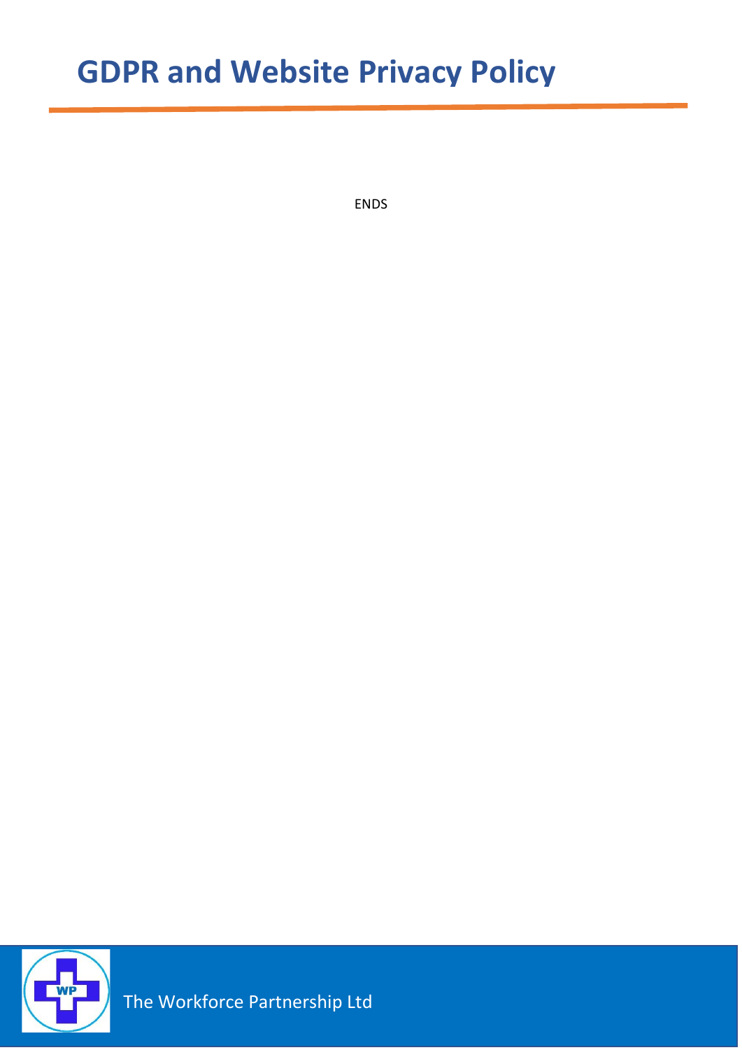ENDS